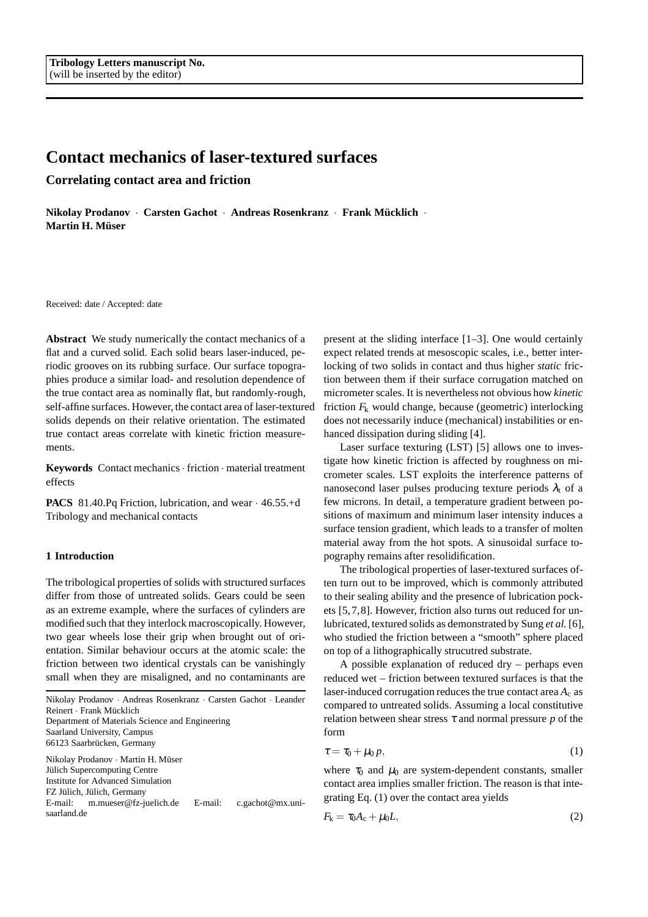Tribology Letters manuscript No.
(will be inserted by the editor)

# Contact mechanics of laser-textured surfaces

## Correlating contact area and friction

**Nikolay Prodanov · Carsten Gachot · Andreas Rosenkranz · Frank Mücklich · Martin H. Müser**

Received: date / Accepted: date

**Abstract** We study numerically the contact mechanics of a flat and a curved solid. Each solid bears laser-induced, periodic grooves on its rubbing surface. Our surface topographies produce a similar load- and resolution dependence of the true contact area as nominally flat, but randomly-rough, self-affine surfaces. However, the contact area of laser-textured solids depends on their relative orientation. The estimated true contact areas correlate with kinetic friction measurements.

**Keywords** Contact mechanics · friction · material treatment effects

**PACS** 81.40.Pq Friction, lubrication, and wear · 46.55.+d Tribology and mechanical contacts

Nikolay Prodanov · Andreas Rosenkranz · Carsten Gachot · Leander Reinert · Frank Mücklich
Department of Materials Science and Engineering
Saarland University, Campus
66123 Saarbrücken, Germany

Nikolay Prodanov · Martin H. Müser
Jülich Supercomputing Centre
Institute for Advanced Simulation
FZ Jülich, Jülich, Germany
E-mail: m.mueser@fz-juelich.de E-mail: c.gachot@mx.uni-saarland.de

### 1 Introduction

The tribological properties of solids with structured surfaces differ from those of untreated solids. Gears could be seen as an extreme example, where the surfaces of cylinders are modified such that they interlock macroscopically. However, two gear wheels lose their grip when brought out of orientation. Similar behaviour occurs at the atomic scale: the friction between two identical crystals can be vanishingly small when they are misaligned, and no contaminants are present at the sliding interface [1–3]. One would certainly expect related trends at mesoscopic scales, i.e., better interlocking of two solids in contact and thus higher *static* friction between them if their surface corrugation matched on micrometer scales. It is nevertheless not obvious how *kinetic* friction $F_k$ would change, because (geometric) interlocking does not necessarily induce (mechanical) instabilities or enhanced dissipation during sliding [4].

Laser surface texturing (LST) [5] allows one to investigate how kinetic friction is affected by roughness on micrometer scales. LST exploits the interference patterns of nanosecond laser pulses producing texture periods $\lambda_t$ of a few microns. In detail, a temperature gradient between positions of maximum and minimum laser intensity induces a surface tension gradient, which leads to a transfer of molten material away from the hot spots. A sinusoidal surface topography remains after resolidification.

The tribological properties of laser-textured surfaces often turn out to be improved, which is commonly attributed to their sealing ability and the presence of lubrication pockets [5,7,8]. However, friction also turns out reduced for unlubricated, textured solids as demonstrated by Sung *et al.* [6], who studied the friction between a "smooth" sphere placed on top of a lithographically strucutred substrate.

A possible explanation of reduced dry – perhaps even reduced wet – friction between textured surfaces is that the laser-induced corrugation reduces the true contact area $A_c$ as compared to untreated solids. Assuming a local constitutive relation between shear stress $\tau$ and normal pressure $p$ of the form

$$\tau = \tau_0 + \mu_0 p, \tag{1}$$

where $\tau_0$ and $\mu_0$ are system-dependent constants, smaller contact area implies smaller friction. The reason is that integrating Eq. (1) over the contact area yields

$$F_k = \tau_0 A_c + \mu_0 L, \tag{2}$$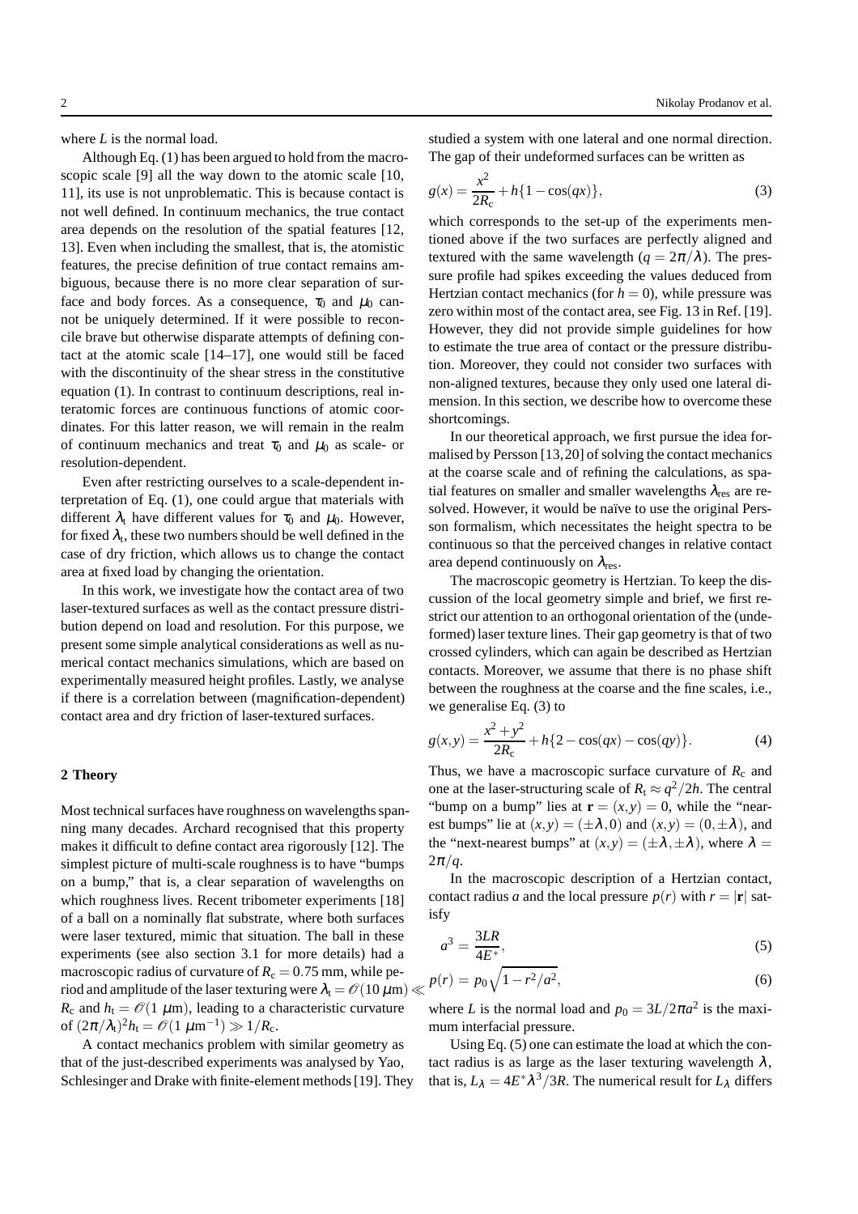where $L$ is the normal load.

Although Eq. (1) has been argued to hold from the macroscopic scale [9] all the way down to the atomic scale [10, 11], its use is not unproblematic. This is because contact is not well defined. In continuum mechanics, the true contact area depends on the resolution of the spatial features [12, 13]. Even when including the smallest, that is, the atomistic features, the precise definition of true contact remains ambiguous, because there is no more clear separation of surface and body forces. As a consequence, $\tau_0$ and $\mu_0$ cannot be uniquely determined. If it were possible to reconcile brave but otherwise disparate attempts of defining contact at the atomic scale [14–17], one would still be faced with the discontinuity of the shear stress in the constitutive equation (1). In contrast to continuum descriptions, real interatomic forces are continuous functions of atomic coordinates. For this latter reason, we will remain in the realm of continuum mechanics and treat $\tau_0$ and $\mu_0$ as scale- or resolution-dependent.

Even after restricting ourselves to a scale-dependent interpretation of Eq. (1), one could argue that materials with different $\lambda_t$ have different values for $\tau_0$ and $\mu_0$. However, for fixed $\lambda_t$, these two numbers should be well defined in the case of dry friction, which allows us to change the contact area at fixed load by changing the orientation.

In this work, we investigate how the contact area of two laser-textured surfaces as well as the contact pressure distribution depend on load and resolution. For this purpose, we present some simple analytical considerations as well as numerical contact mechanics simulations, which are based on experimentally measured height profiles. Lastly, we analyse if there is a correlation between (magnification-dependent) contact area and dry friction of laser-textured surfaces.

## 2 Theory

Most technical surfaces have roughness on wavelengths spanning many decades. Archard recognised that this property makes it difficult to define contact area rigorously [12]. The simplest picture of multi-scale roughness is to have "bumps on a bump," that is, a clear separation of wavelengths on which roughness lives. Recent tribometer experiments [18] of a ball on a nominally flat substrate, where both surfaces were laser textured, mimic that situation. The ball in these experiments (see also section 3.1 for more details) had a macroscopic radius of curvature of $R_c = 0.75$ mm, while period and amplitude of the laser texturing were $\lambda_t = \mathcal{O}(10\ \mu\text{m}) \ll R_c$ and $h_t = \mathcal{O}(1\ \mu\text{m})$, leading to a characteristic curvature of $(2\pi/\lambda_t)^2 h_t = \mathcal{O}(1\ \mu\text{m}^{-1}) \gg 1/R_c$.

A contact mechanics problem with similar geometry as that of the just-described experiments was analysed by Yao, Schlesinger and Drake with finite-element methods [19]. They studied a system with one lateral and one normal direction. The gap of their undeformed surfaces can be written as

$$g(x) = \frac{x^2}{2R_c} + h\{1 - \cos(qx)\}, \tag{3}$$

which corresponds to the set-up of the experiments mentioned above if the two surfaces are perfectly aligned and textured with the same wavelength ($q = 2\pi/\lambda$). The pressure profile had spikes exceeding the values deduced from Hertzian contact mechanics (for $h = 0$), while pressure was zero within most of the contact area, see Fig. 13 in Ref. [19]. However, they did not provide simple guidelines for how to estimate the true area of contact or the pressure distribution. Moreover, they could not consider two surfaces with non-aligned textures, because they only used one lateral dimension. In this section, we describe how to overcome these shortcomings.

In our theoretical approach, we first pursue the idea formalised by Persson [13, 20] of solving the contact mechanics at the coarse scale and of refining the calculations, as spatial features on smaller and smaller wavelengths $\lambda_{\text{res}}$ are resolved. However, it would be naïve to use the original Persson formalism, which necessitates the height spectra to be continuous so that the perceived changes in relative contact area depend continuously on $\lambda_{\text{res}}$.

The macroscopic geometry is Hertzian. To keep the discussion of the local geometry simple and brief, we first restrict our attention to an orthogonal orientation of the (undeformed) laser texture lines. Their gap geometry is that of two crossed cylinders, which can again be described as Hertzian contacts. Moreover, we assume that there is no phase shift between the roughness at the coarse and the fine scales, i.e., we generalise Eq. (3) to

$$g(x,y) = \frac{x^2 + y^2}{2R_c} + h\{2 - \cos(qx) - \cos(qy)\}. \tag{4}$$

Thus, we have a macroscopic surface curvature of $R_c$ and one at the laser-structuring scale of $R_t \approx q^2/2h$. The central "bump on a bump" lies at $\mathbf{r} = (x,y) = 0$, while the "nearest bumps" lie at $(x,y) = (\pm\lambda, 0)$ and $(x,y) = (0, \pm\lambda)$, and the "next-nearest bumps" at $(x,y) = (\pm\lambda, \pm\lambda)$, where $\lambda = 2\pi/q$.

In the macroscopic description of a Hertzian contact, contact radius $a$ and the local pressure $p(r)$ with $r = |\mathbf{r}|$ satisfy

$$a^3 = \frac{3LR}{4E^*}, \tag{5}$$

$$p(r) = p_0\sqrt{1 - r^2/a^2}, \tag{6}$$

where $L$ is the normal load and $p_0 = 3L/2\pi a^2$ is the maximum interfacial pressure.

Using Eq. (5) one can estimate the load at which the contact radius is as large as the laser texturing wavelength $\lambda$, that is, $L_\lambda = 4E^*\lambda^3/3R$. The numerical result for $L_\lambda$ differs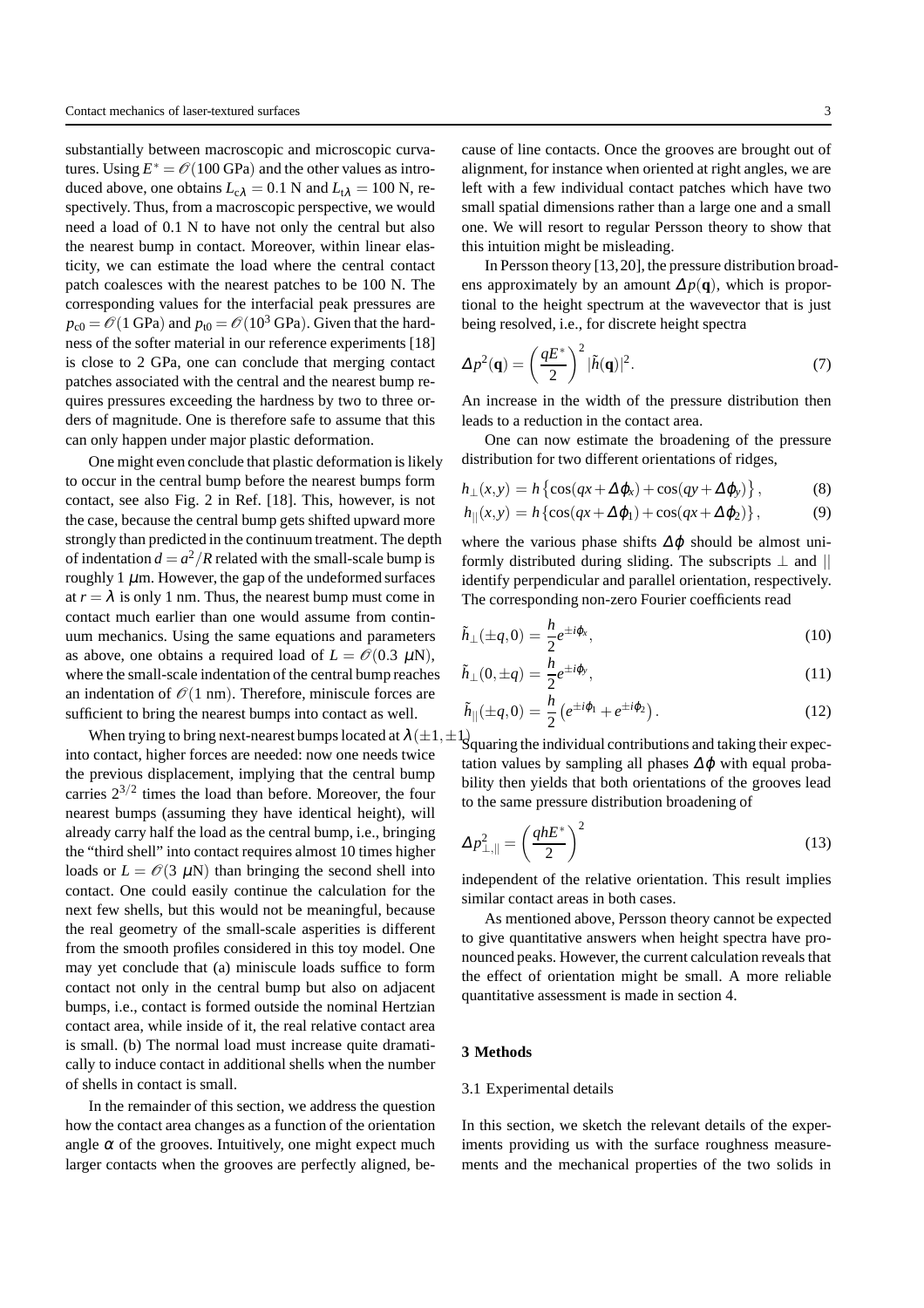substantially between macroscopic and microscopic curvatures. Using $E^* = \mathscr{O}(100\text{ GPa})$ and the other values as introduced above, one obtains $L_{c\lambda} = 0.1$ N and $L_{t\lambda} = 100$ N, respectively. Thus, from a macroscopic perspective, we would need a load of 0.1 N to have not only the central but also the nearest bump in contact. Moreover, within linear elasticity, we can estimate the load where the central contact patch coalesces with the nearest patches to be 100 N. The corresponding values for the interfacial peak pressures are $p_{c0} = \mathscr{O}(1\text{ GPa})$ and $p_{t0} = \mathscr{O}(10^3\text{ GPa})$. Given that the hardness of the softer material in our reference experiments [18] is close to 2 GPa, one can conclude that merging contact patches associated with the central and the nearest bump requires pressures exceeding the hardness by two to three orders of magnitude. One is therefore safe to assume that this can only happen under major plastic deformation.

One might even conclude that plastic deformation is likely to occur in the central bump before the nearest bumps form contact, see also Fig. 2 in Ref. [18]. This, however, is not the case, because the central bump gets shifted upward more strongly than predicted in the continuum treatment. The depth of indentation $d = a^2/R$ related with the small-scale bump is roughly 1 $\mu$m. However, the gap of the undeformed surfaces at $r = \lambda$ is only 1 nm. Thus, the nearest bump must come in contact much earlier than one would assume from continuum mechanics. Using the same equations and parameters as above, one obtains a required load of $L = \mathscr{O}(0.3\ \mu\text{N})$, where the small-scale indentation of the central bump reaches an indentation of $\mathscr{O}(1\text{ nm})$. Therefore, miniscule forces are sufficient to bring the nearest bumps into contact as well.

When trying to bring next-nearest bumps located at $\lambda(\pm 1, \pm 1)$ into contact, higher forces are needed: now one needs twice the previous displacement, implying that the central bump carries $2^{3/2}$ times the load than before. Moreover, the four nearest bumps (assuming they have identical height), will already carry half the load as the central bump, i.e., bringing the "third shell" into contact requires almost 10 times higher loads or $L = \mathscr{O}(3\ \mu\text{N})$ than bringing the second shell into contact. One could easily continue the calculation for the next few shells, but this would not be meaningful, because the real geometry of the small-scale asperities is different from the smooth profiles considered in this toy model. One may yet conclude that (a) miniscule loads suffice to form contact not only in the central bump but also on adjacent bumps, i.e., contact is formed outside the nominal Hertzian contact area, while inside of it, the real relative contact area is small. (b) The normal load must increase quite dramatically to induce contact in additional shells when the number of shells in contact is small.

In the remainder of this section, we address the question how the contact area changes as a function of the orientation angle $\alpha$ of the grooves. Intuitively, one might expect much larger contacts when the grooves are perfectly aligned, because of line contacts. Once the grooves are brought out of alignment, for instance when oriented at right angles, we are left with a few individual contact patches which have two small spatial dimensions rather than a large one and a small one. We will resort to regular Persson theory to show that this intuition might be misleading.

In Persson theory [13, 20], the pressure distribution broadens approximately by an amount $\Delta p(\mathbf{q})$, which is proportional to the height spectrum at the wavevector that is just being resolved, i.e., for discrete height spectra

$$\Delta p^2(\mathbf{q}) = \left(\frac{qE^*}{2}\right)^2 |\tilde{h}(\mathbf{q})|^2. \tag{7}$$

An increase in the width of the pressure distribution then leads to a reduction in the contact area.

One can now estimate the broadening of the pressure distribution for two different orientations of ridges,

$$h_\perp(x,y) = h\left\{\cos(qx + \Delta\varphi_x) + \cos(qy + \Delta\varphi_y)\right\}, \tag{8}$$

$$h_{||}(x,y) = h\left\{\cos(qx + \Delta\varphi_1) + \cos(qx + \Delta\varphi_2)\right\}, \tag{9}$$

where the various phase shifts $\Delta\varphi$ should be almost uniformly distributed during sliding. The subscripts $\perp$ and $||$ identify perpendicular and parallel orientation, respectively. The corresponding non-zero Fourier coefficients read

$$\tilde{h}_\perp(\pm q, 0) = \frac{h}{2} e^{\pm i\varphi_x}, \tag{10}$$

$$\tilde{h}_\perp(0, \pm q) = \frac{h}{2} e^{\pm i\varphi_y}, \tag{11}$$

$$\tilde{h}_{||}(\pm q, 0) = \frac{h}{2}\left(e^{\pm i\varphi_1} + e^{\pm i\varphi_2}\right). \tag{12}$$

Squaring the individual contributions and taking their expectation values by sampling all phases $\Delta\varphi$ with equal probability then yields that both orientations of the grooves lead to the same pressure distribution broadening of

$$\Delta p^2_{\perp,||} = \left(\frac{qhE^*}{2}\right)^2 \tag{13}$$

independent of the relative orientation. This result implies similar contact areas in both cases.

As mentioned above, Persson theory cannot be expected to give quantitative answers when height spectra have pronounced peaks. However, the current calculation reveals that the effect of orientation might be small. A more reliable quantitative assessment is made in section 4.

## 3 Methods

### 3.1 Experimental details

In this section, we sketch the relevant details of the experiments providing us with the surface roughness measurements and the mechanical properties of the two solids in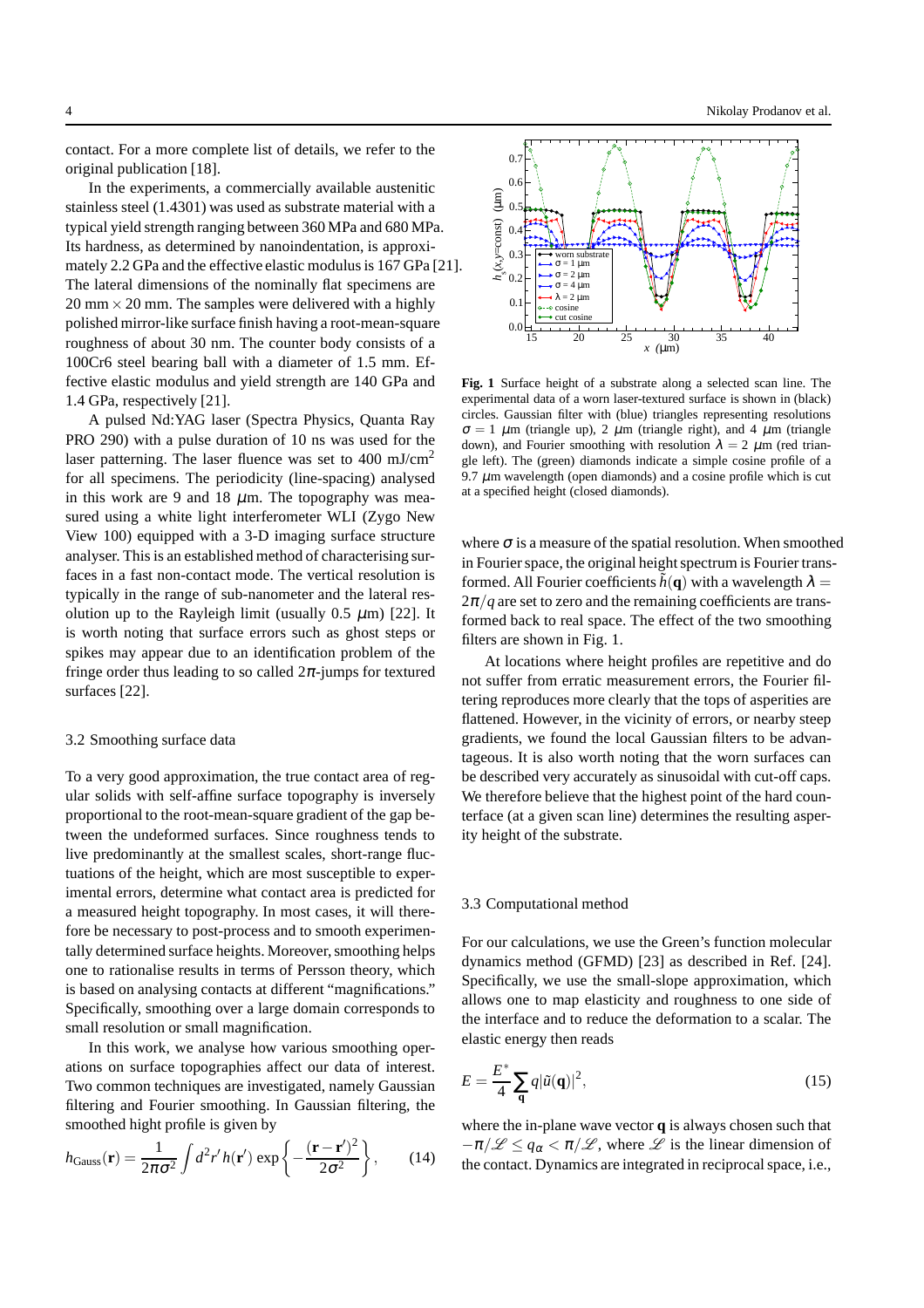contact. For a more complete list of details, we refer to the original publication [18].

In the experiments, a commercially available austenitic stainless steel (1.4301) was used as substrate material with a typical yield strength ranging between 360 MPa and 680 MPa. Its hardness, as determined by nanoindentation, is approximately 2.2 GPa and the effective elastic modulus is 167 GPa [21]. The lateral dimensions of the nominally flat specimens are 20 mm $\times$ 20 mm. The samples were delivered with a highly polished mirror-like surface finish having a root-mean-square roughness of about 30 nm. The counter body consists of a 100Cr6 steel bearing ball with a diameter of 1.5 mm. Effective elastic modulus and yield strength are 140 GPa and 1.4 GPa, respectively [21].

A pulsed Nd:YAG laser (Spectra Physics, Quanta Ray PRO 290) with a pulse duration of 10 ns was used for the laser patterning. The laser fluence was set to 400 mJ/cm$^2$ for all specimens. The periodicity (line-spacing) analysed in this work are 9 and 18 $\mu$m. The topography was measured using a white light interferometer WLI (Zygo New View 100) equipped with a 3-D imaging surface structure analyser. This is an established method of characterising surfaces in a fast non-contact mode. The vertical resolution is typically in the range of sub-nanometer and the lateral resolution up to the Rayleigh limit (usually 0.5 $\mu$m) [22]. It is worth noting that surface errors such as ghost steps or spikes may appear due to an identification problem of the fringe order thus leading to so called $2\pi$-jumps for textured surfaces [22].

### 3.2 Smoothing surface data

To a very good approximation, the true contact area of regular solids with self-affine surface topography is inversely proportional to the root-mean-square gradient of the gap between the undeformed surfaces. Since roughness tends to live predominantly at the smallest scales, short-range fluctuations of the height, which are most susceptible to experimental errors, determine what contact area is predicted for a measured height topography. In most cases, it will therefore be necessary to post-process and to smooth experimentally determined surface heights. Moreover, smoothing helps one to rationalise results in terms of Persson theory, which is based on analysing contacts at different "magnifications." Specifically, smoothing over a large domain corresponds to small resolution or small magnification.

In this work, we analyse how various smoothing operations on surface topographies affect our data of interest. Two common techniques are investigated, namely Gaussian filtering and Fourier smoothing. In Gaussian filtering, the smoothed hight profile is given by

$$h_{\text{Gauss}}(\mathbf{r}) = \frac{1}{2\pi\sigma^2} \int d^2r'\, h(\mathbf{r}') \exp\left\{ -\frac{(\mathbf{r}-\mathbf{r}')^2}{2\sigma^2} \right\}, \qquad (14)$$

**Fig. 1** Surface height of a substrate along a selected scan line. The experimental data of a worn laser-textured surface is shown in (black) circles. Gaussian filter with (blue) triangles representing resolutions $\sigma = 1$ $\mu$m (triangle up), 2 $\mu$m (triangle right), and 4 $\mu$m (triangle down), and Fourier smoothing with resolution $\lambda = 2$ $\mu$m (red triangle left). The (green) diamonds indicate a simple cosine profile of a 9.7 $\mu$m wavelength (open diamonds) and a cosine profile which is cut at a specified height (closed diamonds).

where $\sigma$ is a measure of the spatial resolution. When smoothed in Fourier space, the original height spectrum is Fourier transformed. All Fourier coefficients $\tilde{h}(\mathbf{q})$ with a wavelength $\lambda = 2\pi/q$ are set to zero and the remaining coefficients are transformed back to real space. The effect of the two smoothing filters are shown in Fig. 1.

At locations where height profiles are repetitive and do not suffer from erratic measurement errors, the Fourier filtering reproduces more clearly that the tops of asperities are flattened. However, in the vicinity of errors, or nearby steep gradients, we found the local Gaussian filters to be advantageous. It is also worth noting that the worn surfaces can be described very accurately as sinusoidal with cut-off caps. We therefore believe that the highest point of the hard counterface (at a given scan line) determines the resulting asperity height of the substrate.

### 3.3 Computational method

For our calculations, we use the Green's function molecular dynamics method (GFMD) [23] as described in Ref. [24]. Specifically, we use the small-slope approximation, which allows one to map elasticity and roughness to one side of the interface and to reduce the deformation to a scalar. The elastic energy then reads

$$E = \frac{E^*}{4} \sum_{\mathbf{q}} q |\tilde{u}(\mathbf{q})|^2, \qquad (15)$$

where the in-plane wave vector $\mathbf{q}$ is always chosen such that $-\pi/\mathscr{L} \leq q_\alpha < \pi/\mathscr{L}$, where $\mathscr{L}$ is the linear dimension of the contact. Dynamics are integrated in reciprocal space, i.e.,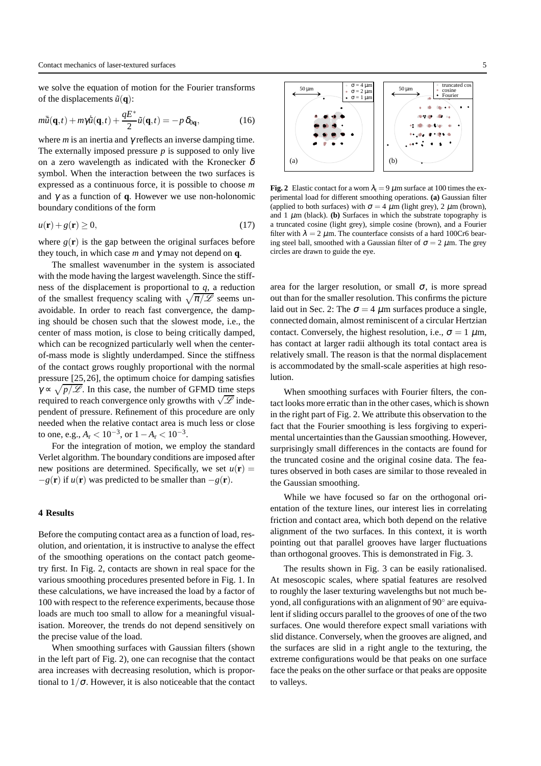we solve the equation of motion for the Fourier transforms of the displacements $\tilde{u}(\mathbf{q})$:

$$m\ddot{\tilde{u}}(\mathbf{q},t) + m\gamma\dot{\tilde{u}}(\mathbf{q},t) + \frac{qE^*}{2}\tilde{u}(\mathbf{q},t) = -p\,\delta_{0\mathbf{q}}, \tag{16}$$

where $m$ is an inertia and $\gamma$ reflects an inverse damping time. The externally imposed pressure $p$ is supposed to only live on a zero wavelength as indicated with the Kronecker $\delta$ symbol. When the interaction between the two surfaces is expressed as a continuous force, it is possible to choose $m$ and $\gamma$ as a function of $\mathbf{q}$. However we use non-holonomic boundary conditions of the form

$$u(\mathbf{r}) + g(\mathbf{r}) \geq 0, \tag{17}$$

where $g(\mathbf{r})$ is the gap between the original surfaces before they touch, in which case $m$ and $\gamma$ may not depend on $\mathbf{q}$.

The smallest wavenumber in the system is associated with the mode having the largest wavelength. Since the stiffness of the displacement is proportional to $q$, a reduction of the smallest frequency scaling with $\sqrt{\pi/\mathscr{L}}$ seems unavoidable. In order to reach fast convergence, the damping should be chosen such that the slowest mode, i.e., the center of mass motion, is close to being critically damped, which can be recognized particularly well when the center-of-mass mode is slightly underdamped. Since the stiffness of the contact grows roughly proportional with the normal pressure [25,26], the optimum choice for damping satisfies $\gamma \propto \sqrt{p/\mathscr{L}}$. In this case, the number of GFMD time steps required to reach convergence only growths with $\sqrt{\mathscr{L}}$ independent of pressure. Refinement of this procedure are only needed when the relative contact area is much less or close to one, e.g., $A_\mathrm{r} < 10^{-3}$, or $1 - A_\mathrm{r} < 10^{-3}$.

For the integration of motion, we employ the standard Verlet algorithm. The boundary conditions are imposed after new positions are determined. Specifically, we set $u(\mathbf{r}) = -g(\mathbf{r})$ if $u(\mathbf{r})$ was predicted to be smaller than $-g(\mathbf{r})$.

## 4 Results

Before the computing contact area as a function of load, resolution, and orientation, it is instructive to analyse the effect of the smoothing operations on the contact patch geometry first. In Fig. 2, contacts are shown in real space for the various smoothing procedures presented before in Fig. 1. In these calculations, we have increased the load by a factor of 100 with respect to the reference experiments, because those loads are much too small to allow for a meaningful visualisation. Moreover, the trends do not depend sensitively on the precise value of the load.

When smoothing surfaces with Gaussian filters (shown in the left part of Fig. 2), one can recognise that the contact area increases with decreasing resolution, which is proportional to $1/\sigma$. However, it is also noticeable that the contact area for the larger resolution, or small $\sigma$, is more spread out than for the smaller resolution. This confirms the picture laid out in Sec. 2: The $\sigma = 4$ $\mu$m surfaces produce a single, connected domain, almost reminiscent of a circular Hertzian contact. Conversely, the highest resolution, i.e., $\sigma = 1$ $\mu$m, has contact at larger radii although its total contact area is relatively small. The reason is that the normal displacement is accommodated by the small-scale asperities at high resolution.

**Fig. 2** Elastic contact for a worn $\lambda_\mathrm{t} = 9$ $\mu$m surface at 100 times the experimental load for different smoothing operations. **(a)** Gaussian filter (applied to both surfaces) with $\sigma = 4$ $\mu$m (light grey), 2 $\mu$m (brown), and 1 $\mu$m (black). **(b)** Surfaces in which the substrate topography is a truncated cosine (light grey), simple cosine (brown), and a Fourier filter with $\lambda = 2$ $\mu$m. The counterface consists of a hard 100Cr6 bearing steel ball, smoothed with a Gaussian filter of $\sigma = 2$ $\mu$m. The grey circles are drawn to guide the eye.

When smoothing surfaces with Fourier filters, the contact looks more erratic than in the other cases, which is shown in the right part of Fig. 2. We attribute this observation to the fact that the Fourier smoothing is less forgiving to experimental uncertainties than the Gaussian smoothing. However, surprisingly small differences in the contacts are found for the truncated cosine and the original cosine data. The features observed in both cases are similar to those revealed in the Gaussian smoothing.

While we have focused so far on the orthogonal orientation of the texture lines, our interest lies in correlating friction and contact area, which both depend on the relative alignment of the two surfaces. In this context, it is worth pointing out that parallel grooves have larger fluctuations than orthogonal grooves. This is demonstrated in Fig. 3.

The results shown in Fig. 3 can be easily rationalised. At mesoscopic scales, where spatial features are resolved to roughly the laser texturing wavelengths but not much beyond, all configurations with an alignment of 90° are equivalent if sliding occurs parallel to the grooves of one of the two surfaces. One would therefore expect small variations with slid distance. Conversely, when the grooves are aligned, and the surfaces are slid in a right angle to the texturing, the extreme configurations would be that peaks on one surface face the peaks on the other surface or that peaks are opposite to valleys.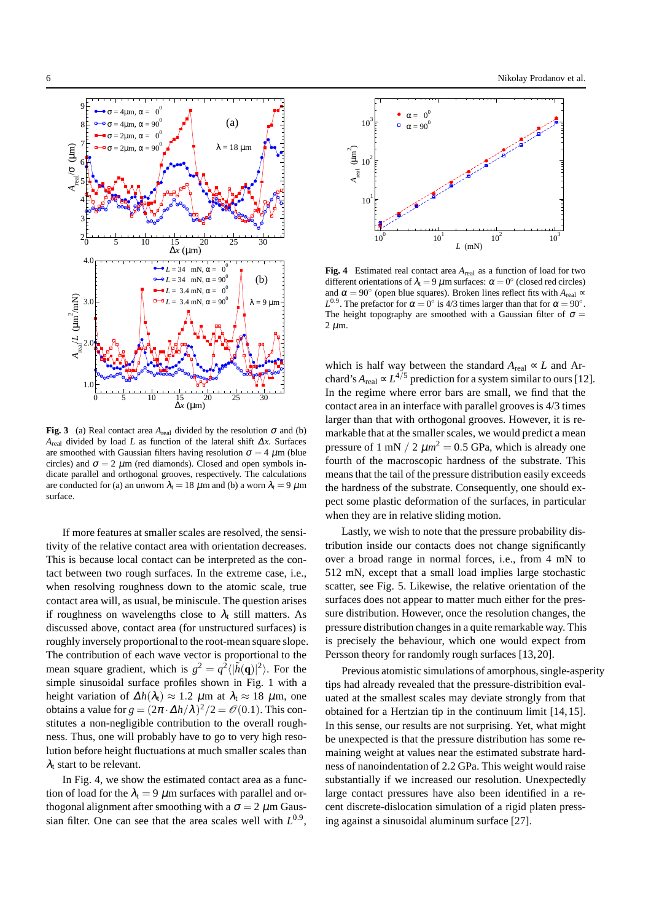**Fig. 3** (a) Real contact area $A_{\text{real}}$ divided by the resolution $\sigma$ and (b) $A_{\text{real}}$ divided by load $L$ as function of the lateral shift $\Delta x$. Surfaces are smoothed with Gaussian filters having resolution $\sigma = 4$ $\mu$m (blue circles) and $\sigma = 2$ $\mu$m (red diamonds). Closed and open symbols indicate parallel and orthogonal grooves, respectively. The calculations are conducted for (a) an unworn $\lambda_t = 18$ $\mu$m and (b) a worn $\lambda_t = 9$ $\mu$m surface.

If more features at smaller scales are resolved, the sensitivity of the relative contact area with orientation decreases. This is because local contact can be interpreted as the contact between two rough surfaces. In the extreme case, i.e., when resolving roughness down to the atomic scale, true contact area will, as usual, be miniscule. The question arises if roughness on wavelengths close to $\lambda_t$ still matters. As discussed above, contact area (for unstructured surfaces) is roughly inversely proportional to the root-mean square slope. The contribution of each wave vector is proportional to the mean square gradient, which is $g^2 = q^2 \langle |\tilde{h}(\mathbf{q})|^2 \rangle$. For the simple sinusoidal surface profiles shown in Fig. 1 with a height variation of $\Delta h(\lambda_t) \approx 1.2$ $\mu$m at $\lambda_t \approx 18$ $\mu$m, one obtains a value for $g = (2\pi \cdot \Delta h/\lambda)^2/2 = \mathcal{O}(0.1)$. This constitutes a non-negligible contribution to the overall roughness. Thus, one will probably have to go to very high resolution before height fluctuations at much smaller scales than $\lambda_t$ start to be relevant.

In Fig. 4, we show the estimated contact area as a function of load for the $\lambda_t = 9$ $\mu$m surfaces with parallel and orthogonal alignment after smoothing with a $\sigma = 2$ $\mu$m Gaussian filter. One can see that the area scales well with $L^{0.9}$, which is half way between the standard $A_{\text{real}} \propto L$ and Archard's $A_{\text{real}} \propto L^{4/5}$ prediction for a system similar to ours [12]. In the regime where error bars are small, we find that the contact area in an interface with parallel grooves is 4/3 times larger than that with orthogonal grooves. However, it is remarkable that at the smaller scales, we would predict a mean pressure of 1 mN / 2 $\mu m^2 = 0.5$ GPa, which is already one fourth of the macroscopic hardness of the substrate. This means that the tail of the pressure distribution easily exceeds the hardness of the substrate. Consequently, one should expect some plastic deformation of the surfaces, in particular when they are in relative sliding motion.

**Fig. 4** Estimated real contact area $A_{\text{real}}$ as a function of load for two different orientations of $\lambda_t = 9$ $\mu$m surfaces: $\alpha = 0°$ (closed red circles) and $\alpha = 90°$ (open blue squares). Broken lines reflect fits with $A_{\text{real}} \propto L^{0.9}$. The prefactor for $\alpha = 0°$ is 4/3 times larger than that for $\alpha = 90°$. The height topography are smoothed with a Gaussian filter of $\sigma = 2$ $\mu$m.

Lastly, we wish to note that the pressure probability distribution inside our contacts does not change significantly over a broad range in normal forces, i.e., from 4 mN to 512 mN, except that a small load implies large stochastic scatter, see Fig. 5. Likewise, the relative orientation of the surfaces does not appear to matter much either for the pressure distribution. However, once the resolution changes, the pressure distribution changes in a quite remarkable way. This is precisely the behaviour, which one would expect from Persson theory for randomly rough surfaces [13, 20].

Previous atomistic simulations of amorphous, single-asperity tips had already revealed that the pressure-distribition evaluated at the smallest scales may deviate strongly from that obtained for a Hertzian tip in the continuum limit [14, 15]. In this sense, our results are not surprising. Yet, what might be unexpected is that the pressure distribution has some remaining weight at values near the estimated substrate hardness of nanoindentation of 2.2 GPa. This weight would raise substantially if we increased our resolution. Unexpectedly large contact pressures have also been identified in a recent discrete-dislocation simulation of a rigid platen pressing against a sinusoidal aluminum surface [27].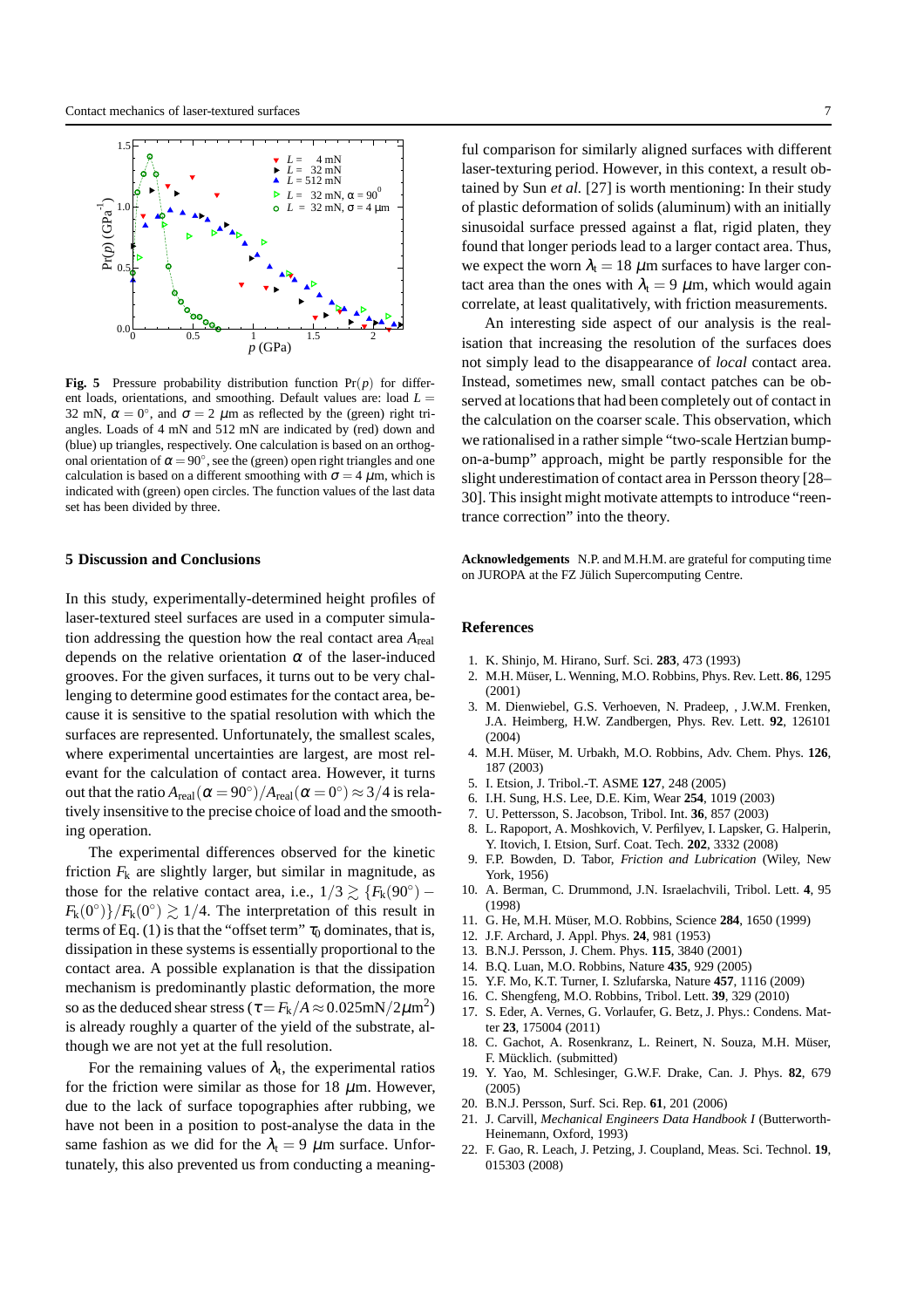**Fig. 5** Pressure probability distribution function $\Pr(p)$ for different loads, orientations, and smoothing. Default values are: load $L =$ 32 mN, $\alpha = 0^\circ$, and $\sigma = 2$ $\mu$m as reflected by the (green) right triangles. Loads of 4 mN and 512 mN are indicated by (red) down and (blue) up triangles, respectively. One calculation is based on an orthogonal orientation of $\alpha = 90^\circ$, see the (green) open right triangles and one calculation is based on a different smoothing with $\sigma = 4$ $\mu$m, which is indicated with (green) open circles. The function values of the last data set has been divided by three.

## 5 Discussion and Conclusions

In this study, experimentally-determined height profiles of laser-textured steel surfaces are used in a computer simulation addressing the question how the real contact area $A_{\rm real}$ depends on the relative orientation $\alpha$ of the laser-induced grooves. For the given surfaces, it turns out to be very challenging to determine good estimates for the contact area, because it is sensitive to the spatial resolution with which the surfaces are represented. Unfortunately, the smallest scales, where experimental uncertainties are largest, are most relevant for the calculation of contact area. However, it turns out that the ratio $A_{\rm real}(\alpha = 90^\circ)/A_{\rm real}(\alpha = 0^\circ) \approx 3/4$ is relatively insensitive to the precise choice of load and the smoothing operation.

The experimental differences observed for the kinetic friction $F_{\rm k}$ are slightly larger, but similar in magnitude, as those for the relative contact area, i.e., $1/3 \gtrsim \{F_{\rm k}(90^\circ) - F_{\rm k}(0^\circ)\}/F_{\rm k}(0^\circ) \gtrsim 1/4$. The interpretation of this result in terms of Eq. (1) is that the "offset term" $\tau_0$ dominates, that is, dissipation in these systems is essentially proportional to the contact area. A possible explanation is that the dissipation mechanism is predominantly plastic deformation, the more so as the deduced shear stress ($\tau = F_{\rm k}/A \approx 0.025 {\rm mN}/2\mu{\rm m}^2$) is already roughly a quarter of the yield of the substrate, although we are not yet at the full resolution.

For the remaining values of $\lambda_{\rm t}$, the experimental ratios for the friction were similar as those for 18 $\mu$m. However, due to the lack of surface topographies after rubbing, we have not been in a position to post-analyse the data in the same fashion as we did for the $\lambda_{\rm t} = 9$ $\mu$m surface. Unfortunately, this also prevented us from conducting a meaningful comparison for similarly aligned surfaces with different laser-texturing period. However, in this context, a result obtained by Sun *et al.* [27] is worth mentioning: In their study of plastic deformation of solids (aluminum) with an initially sinusoidal surface pressed against a flat, rigid platen, they found that longer periods lead to a larger contact area. Thus, we expect the worn $\lambda_{\rm t} = 18$ $\mu$m surfaces to have larger contact area than the ones with $\lambda_{\rm t} = 9$ $\mu$m, which would again correlate, at least qualitatively, with friction measurements.

An interesting side aspect of our analysis is the realisation that increasing the resolution of the surfaces does not simply lead to the disappearance of *local* contact area. Instead, sometimes new, small contact patches can be observed at locations that had been completely out of contact in the calculation on the coarser scale. This observation, which we rationalised in a rather simple "two-scale Hertzian bump-on-a-bump" approach, might be partly responsible for the slight underestimation of contact area in Persson theory [28–30]. This insight might motivate attempts to introduce "reentrance correction" into the theory.

**Acknowledgements** N.P. and M.H.M. are grateful for computing time on JUROPA at the FZ Jülich Supercomputing Centre.

## References

1. K. Shinjo, M. Hirano, Surf. Sci. **283**, 473 (1993)
2. M.H. Müser, L. Wenning, M.O. Robbins, Phys. Rev. Lett. **86**, 1295 (2001)
3. M. Dienwiebel, G.S. Verhoeven, N. Pradeep, , J.W.M. Frenken, J.A. Heimberg, H.W. Zandbergen, Phys. Rev. Lett. **92**, 126101 (2004)
4. M.H. Müser, M. Urbakh, M.O. Robbins, Adv. Chem. Phys. **126**, 187 (2003)
5. I. Etsion, J. Tribol.-T. ASME **127**, 248 (2005)
6. I.H. Sung, H.S. Lee, D.E. Kim, Wear **254**, 1019 (2003)
7. U. Pettersson, S. Jacobson, Tribol. Int. **36**, 857 (2003)
8. L. Rapoport, A. Moshkovich, V. Perfilyev, I. Lapsker, G. Halperin, Y. Itovich, I. Etsion, Surf. Coat. Tech. **202**, 3332 (2008)
9. F.P. Bowden, D. Tabor, *Friction and Lubrication* (Wiley, New York, 1956)
10. A. Berman, C. Drummond, J.N. Israelachvili, Tribol. Lett. **4**, 95 (1998)
11. G. He, M.H. Müser, M.O. Robbins, Science **284**, 1650 (1999)
12. J.F. Archard, J. Appl. Phys. **24**, 981 (1953)
13. B.N.J. Persson, J. Chem. Phys. **115**, 3840 (2001)
14. B.Q. Luan, M.O. Robbins, Nature **435**, 929 (2005)
15. Y.F. Mo, K.T. Turner, I. Szlufarska, Nature **457**, 1116 (2009)
16. C. Shengfeng, M.O. Robbins, Tribol. Lett. **39**, 329 (2010)
17. S. Eder, A. Vernes, G. Vorlaufer, G. Betz, J. Phys.: Condens. Matter **23**, 175004 (2011)
18. C. Gachot, A. Rosenkranz, L. Reinert, N. Souza, M.H. Müser, F. Mücklich. (submitted)
19. Y. Yao, M. Schlesinger, G.W.F. Drake, Can. J. Phys. **82**, 679 (2005)
20. B.N.J. Persson, Surf. Sci. Rep. **61**, 201 (2006)
21. J. Carvill, *Mechanical Engineers Data Handbook I* (Butterworth-Heinemann, Oxford, 1993)
22. F. Gao, R. Leach, J. Petzing, J. Coupland, Meas. Sci. Technol. **19**, 015303 (2008)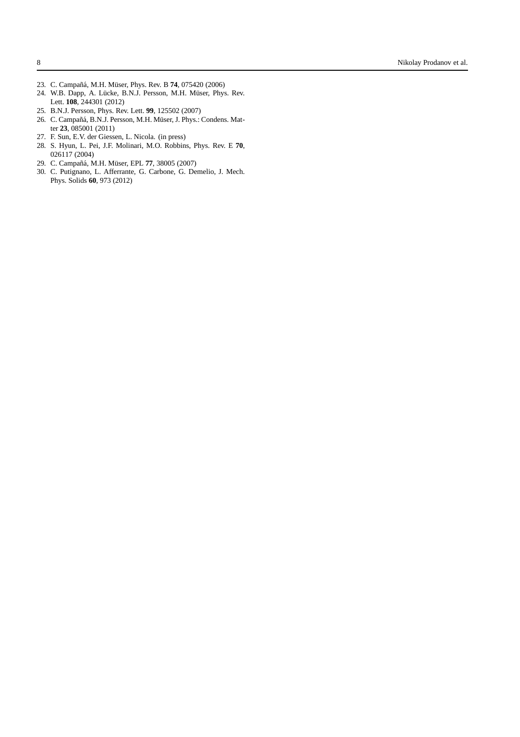23. C. Campañá, M.H. Müser, Phys. Rev. B **74**, 075420 (2006)
24. W.B. Dapp, A. Lücke, B.N.J. Persson, M.H. Müser, Phys. Rev. Lett. **108**, 244301 (2012)
25. B.N.J. Persson, Phys. Rev. Lett. **99**, 125502 (2007)
26. C. Campañá, B.N.J. Persson, M.H. Müser, J. Phys.: Condens. Matter **23**, 085001 (2011)
27. F. Sun, E.V. der Giessen, L. Nicola. (in press)
28. S. Hyun, L. Pei, J.F. Molinari, M.O. Robbins, Phys. Rev. E **70**, 026117 (2004)
29. C. Campañá, M.H. Müser, EPL **77**, 38005 (2007)
30. C. Putignano, L. Afferrante, G. Carbone, G. Demelio, J. Mech. Phys. Solids **60**, 973 (2012)